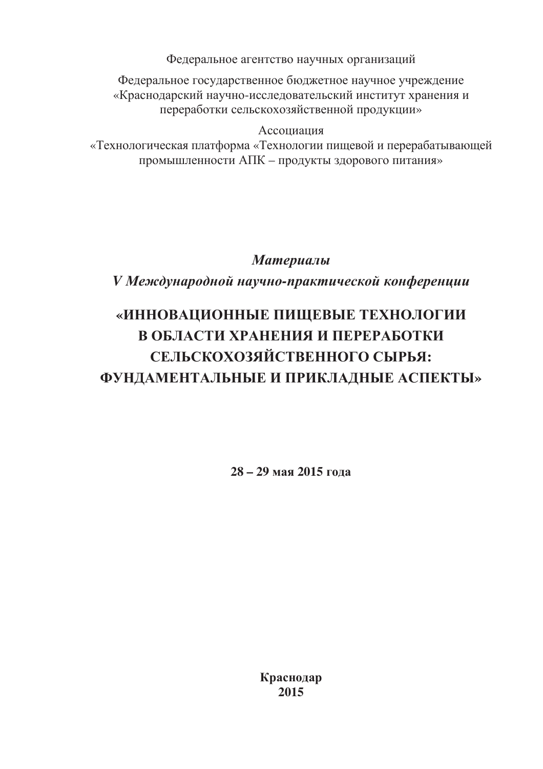Федеральное агентство научных организаций

Федеральное государственное бюджетное научное учреждение
«Краснодарский научно-исследовательский институт хранения и переработки сельскохозяйственной продукции»

Ассоциация
«Технологическая платформа «Технологии пищевой и перерабатывающей промышленности АПК – продукты здорового питания»

***Материалы***
***V Международной научно-практической конференции***

# «ИННОВАЦИОННЫЕ ПИЩЕВЫЕ ТЕХНОЛОГИИ В ОБЛАСТИ ХРАНЕНИЯ И ПЕРЕРАБОТКИ СЕЛЬСКОХОЗЯЙСТВЕННОГО СЫРЬЯ: ФУНДАМЕНТАЛЬНЫЕ И ПРИКЛАДНЫЕ АСПЕКТЫ»

**28 – 29 мая 2015 года**

**Краснодар**
**2015**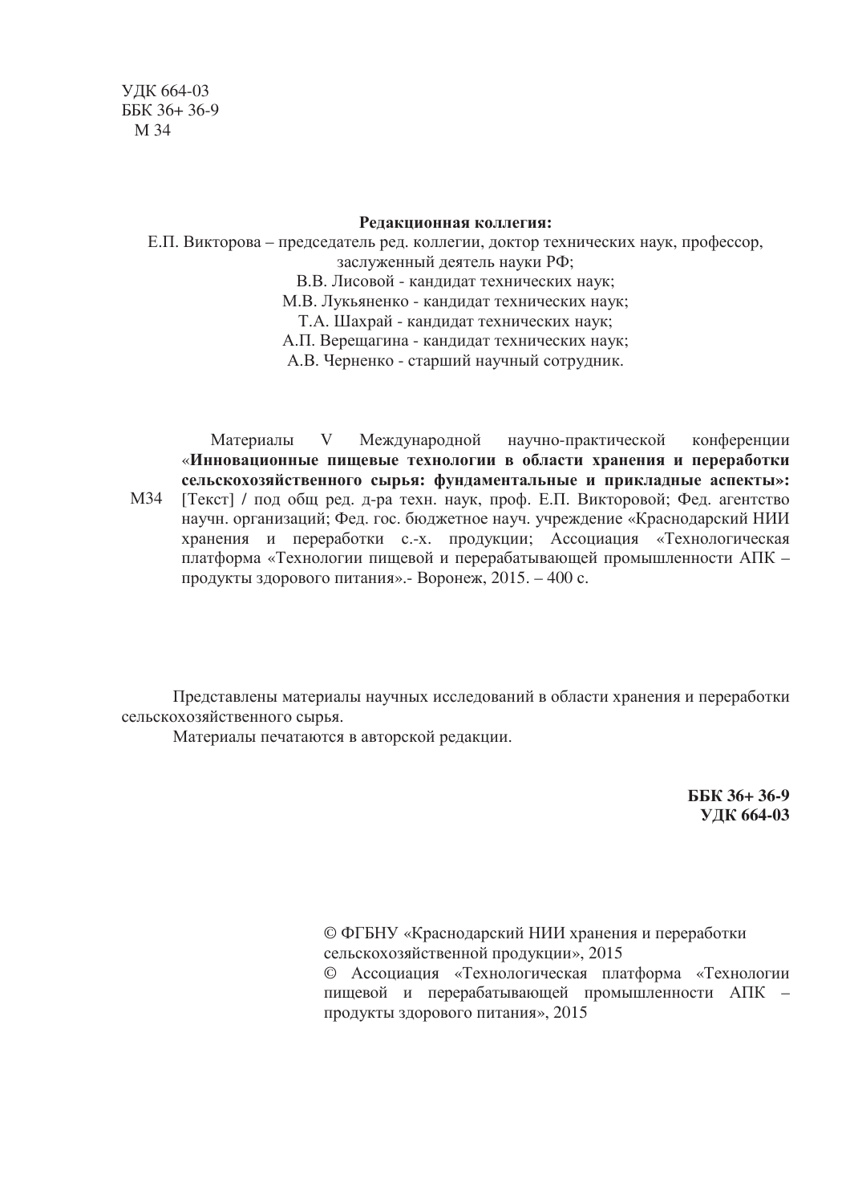УДК 664-03
ББК 36+ 36-9
М 34

**Редакционная коллегия:**

Е.П. Викторова – председатель ред. коллегии, доктор технических наук, профессор, заслуженный деятель науки РФ;
В.В. Лисовой - кандидат технических наук;
М.В. Лукьяненко - кандидат технических наук;
Т.А. Шахрай - кандидат технических наук;
А.П. Верещагина - кандидат технических наук;
А.В. Черненко - старший научный сотрудник.

М34 Материалы V Международной научно-практической конференции «**Инновационные пищевые технологии в области хранения и переработки сельскохозяйственного сырья: фундаментальные и прикладные аспекты»:** [Текст] / под общ ред. д-ра техн. наук, проф. Е.П. Викторовой; Фед. агентство научн. организаций; Фед. гос. бюджетное науч. учреждение «Краснодарский НИИ хранения и переработки с.-х. продукции; Ассоциация «Технологическая платформа «Технологии пищевой и перерабатывающей промышленности АПК – продукты здорового питания».- Воронеж, 2015. – 400 с.

Представлены материалы научных исследований в области хранения и переработки сельскохозяйственного сырья.

Материалы печатаются в авторской редакции.

**ББК 36+ 36-9**
**УДК 664-03**

© ФГБНУ «Краснодарский НИИ хранения и переработки сельскохозяйственной продукции», 2015

© Ассоциация «Технологическая платформа «Технологии пищевой и перерабатывающей промышленности АПК – продукты здорового питания», 2015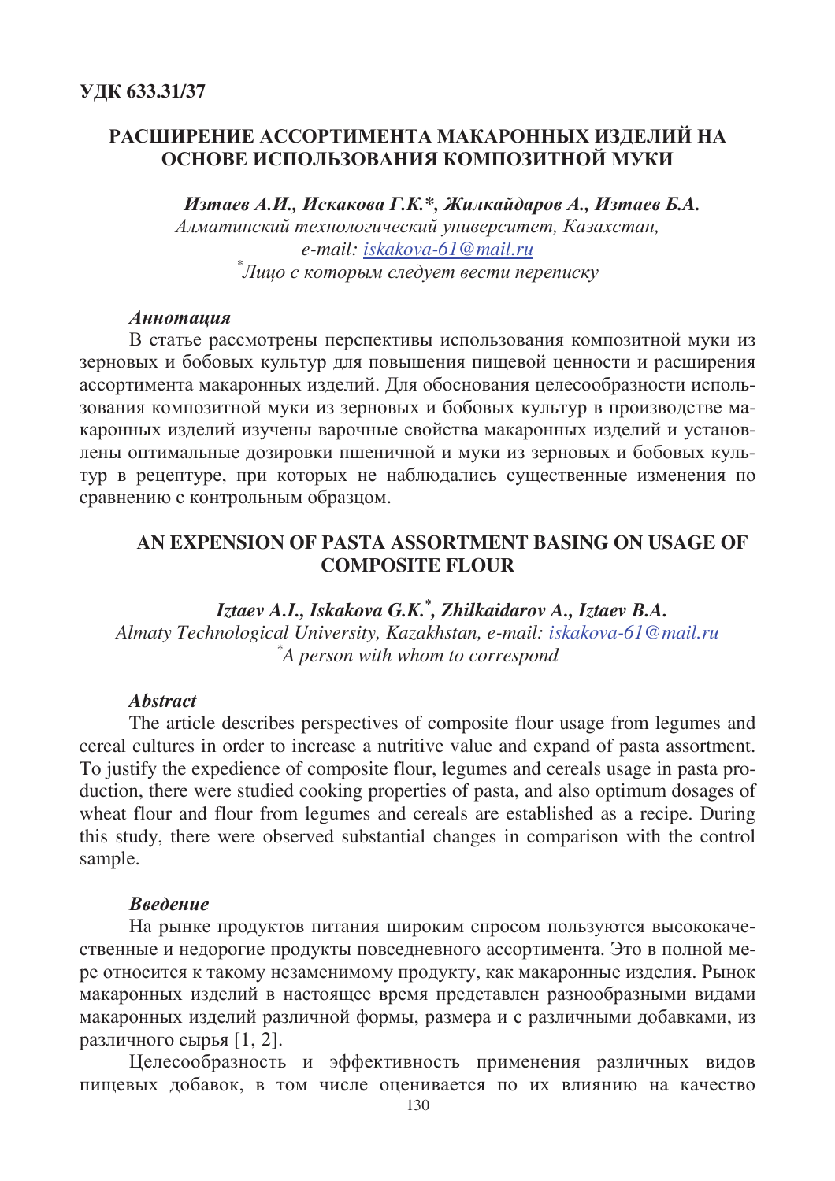**УДК 633.31/37**

# РАСШИРЕНИЕ АССОРТИМЕНТА МАКАРОННЫХ ИЗДЕЛИЙ НА ОСНОВЕ ИСПОЛЬЗОВАНИЯ КОМПОЗИТНОЙ МУКИ

***Изтаев А.И., Искакова Г.К.*, Жилкайдаров А., Изтаев Б.А.***

*Алматинский технологический университет, Казахстан,*
*e-mail: iskakova-61@mail.ru*
*[*]Лицо с которым следует вести переписку*

### *Аннотация*

В статье рассмотрены перспективы использования композитной муки из зерновых и бобовых культур для повышения пищевой ценности и расширения ассортимента макаронных изделий. Для обоснования целесообразности использования композитной муки из зерновых и бобовых культур в производстве макаронных изделий изучены варочные свойства макаронных изделий и установлены оптимальные дозировки пшеничной и муки из зерновых и бобовых культур в рецептуре, при которых не наблюдались существенные изменения по сравнению с контрольным образцом.

# AN EXPENSION OF PASTA ASSORTMENT BASING ON USAGE OF COMPOSITE FLOUR

***Iztaev A.I., Iskakova G.K.[*], Zhilkaidarov A., Iztaev B.A.***

*Almaty Technological University, Kazakhstan, e-mail: iskakova-61@mail.ru*
*[*]A person with whom to correspond*

### *Abstract*

The article describes perspectives of composite flour usage from legumes and cereal cultures in order to increase a nutritive value and expand of pasta assortment. To justify the expedience of composite flour, legumes and cereals usage in pasta production, there were studied cooking properties of pasta, and also optimum dosages of wheat flour and flour from legumes and cereals are established as a recipe. During this study, there were observed substantial changes in comparison with the control sample.

### *Введение*

На рынке продуктов питания широким спросом пользуются высококачественные и недорогие продукты повседневного ассортимента. Это в полной мере относится к такому незаменимому продукту, как макаронные изделия. Рынок макаронных изделий в настоящее время представлен разнообразными видами макаронных изделий различной формы, размера и с различными добавками, из различного сырья [1, 2].

Целесообразность и эффективность применения различных видов пищевых добавок, в том числе оценивается по их влиянию на качество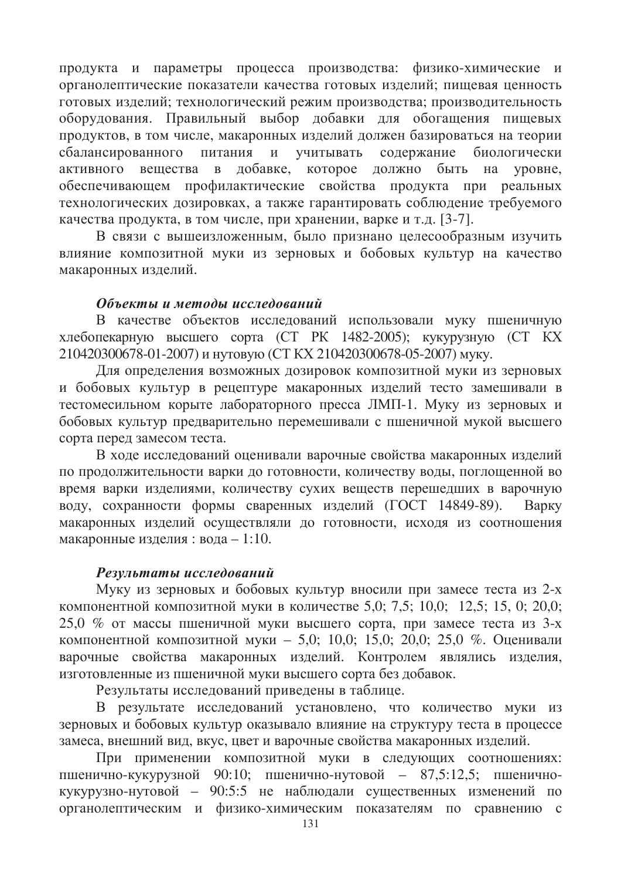продукта и параметры процесса производства: физико-химические и органолептические показатели качества готовых изделий; пищевая ценность готовых изделий; технологический режим производства; производительность оборудования. Правильный выбор добавки для обогащения пищевых продуктов, в том числе, макаронных изделий должен базироваться на теории сбалансированного питания и учитывать содержание биологически активного вещества в добавке, которое должно быть на уровне, обеспечивающем профилактические свойства продукта при реальных технологических дозировках, а также гарантировать соблюдение требуемого качества продукта, в том числе, при хранении, варке и т.д. [3-7].

В связи с вышеизложенным, было признано целесообразным изучить влияние композитной муки из зерновых и бобовых культур на качество макаронных изделий.

***Объекты и методы исследований***

В качестве объектов исследований использовали муку пшеничную хлебопекарную высшего сорта (СТ РК 1482-2005); кукурузную (СТ КХ 210420300678-01-2007) и нутовую (СТ КХ 210420300678-05-2007) муку.

Для определения возможных дозировок композитной муки из зерновых и бобовых культур в рецептуре макаронных изделий тесто замешивали в тестомесильном корыте лабораторного пресса ЛМП-1. Муку из зерновых и бобовых культур предварительно перемешивали с пшеничной мукой высшего сорта перед замесом теста.

В ходе исследований оценивали варочные свойства макаронных изделий по продолжительности варки до готовности, количеству воды, поглощенной во время варки изделиями, количеству сухих веществ перешедших в варочную воду, сохранности формы сваренных изделий (ГОСТ 14849-89). Варку макаронных изделий осуществляли до готовности, исходя из соотношения макаронные изделия : вода – 1:10.

***Результаты исследований***

Муку из зерновых и бобовых культур вносили при замесе теста из 2-х компонентной композитной муки в количестве 5,0; 7,5; 10,0; 12,5; 15, 0; 20,0; 25,0 % от массы пшеничной муки высшего сорта, при замесе теста из 3-х компонентной композитной муки – 5,0; 10,0; 15,0; 20,0; 25,0 %. Оценивали варочные свойства макаронных изделий. Контролем являлись изделия, изготовленные из пшеничной муки высшего сорта без добавок.

Результаты исследований приведены в таблице.

В результате исследований установлено, что количество муки из зерновых и бобовых культур оказывало влияние на структуру теста в процессе замеса, внешний вид, вкус, цвет и варочные свойства макаронных изделий.

При применении композитной муки в следующих соотношениях: пшенично-кукурузной 90:10; пшенично-нутовой – 87,5:12,5; пшенично-кукурузно-нутовой – 90:5:5 не наблюдали существенных изменений по органолептическим и физико-химическим показателям по сравнению с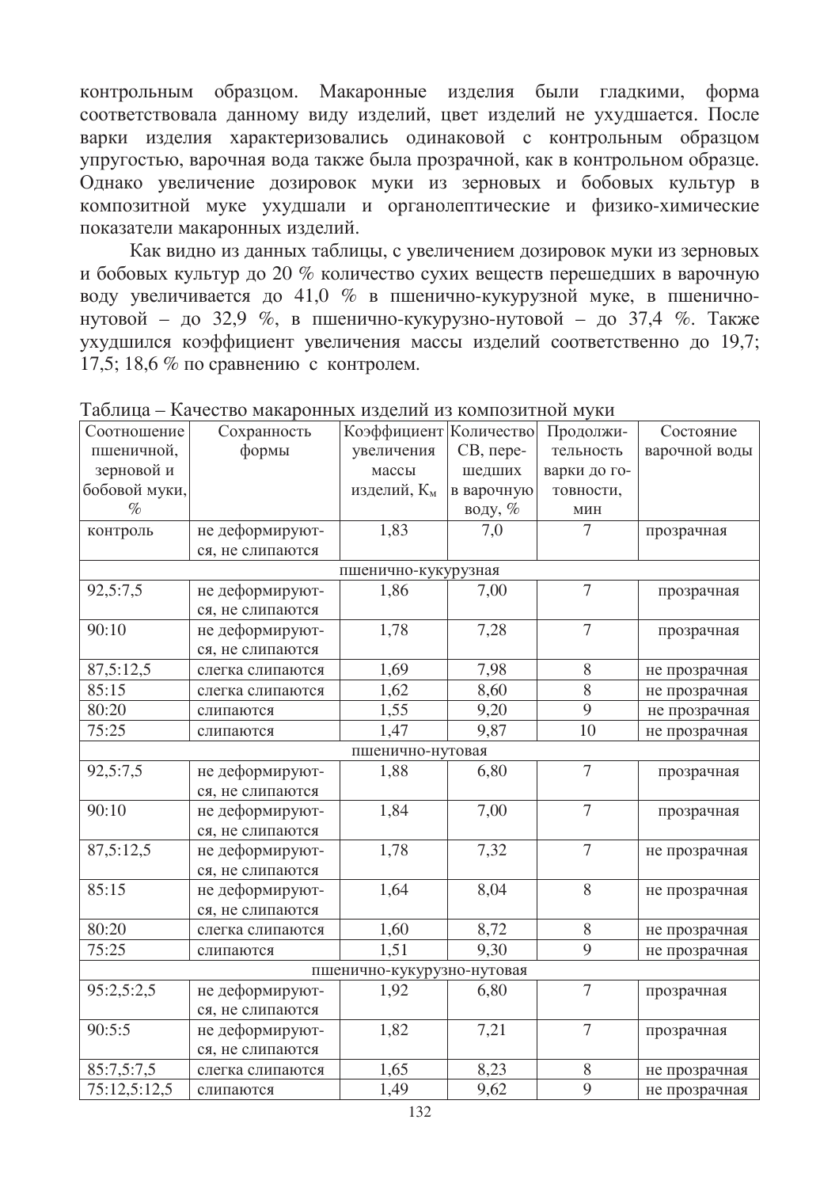контрольным образцом. Макаронные изделия были гладкими, форма соответствовала данному виду изделий, цвет изделий не ухудшается. После варки изделия характеризовались одинаковой с контрольным образцом упругостью, варочная вода также была прозрачной, как в контрольном образце. Однако увеличение дозировок муки из зерновых и бобовых культур в композитной муке ухудшали и органолептические и физико-химические показатели макаронных изделий.

Как видно из данных таблицы, с увеличением дозировок муки из зерновых и бобовых культур до 20 % количество сухих веществ перешедших в варочную воду увеличивается до 41,0 % в пшенично-кукурузной муке, в пшенично-нутовой – до 32,9 %, в пшенично-кукурузно-нутовой – до 37,4 %. Также ухудшился коэффициент увеличения массы изделий соответственно до 19,7; 17,5; 18,6 % по сравнению с контролем.

Таблица – Качество макаронных изделий из композитной муки

| Соотношение пшеничной, зерновой и бобовой муки, % | Сохранность формы | Коэффициент увеличения массы изделий, $К_м$ | Количество СВ, перешедших в варочную воду, % | Продолжительность варки до готовности, мин | Состояние варочной воды |
|---|---|---|---|---|---|
| контроль | не деформируются, не слипаются | 1,83 | 7,0 | 7 | прозрачная |
| пшенично-кукурузная | | | | | |
| 92,5:7,5 | не деформируются, не слипаются | 1,86 | 7,00 | 7 | прозрачная |
| 90:10 | не деформируются, не слипаются | 1,78 | 7,28 | 7 | прозрачная |
| 87,5:12,5 | слегка слипаются | 1,69 | 7,98 | 8 | не прозрачная |
| 85:15 | слегка слипаются | 1,62 | 8,60 | 8 | не прозрачная |
| 80:20 | слипаются | 1,55 | 9,20 | 9 | не прозрачная |
| 75:25 | слипаются | 1,47 | 9,87 | 10 | не прозрачная |
| пшенично-нутовая | | | | | |
| 92,5:7,5 | не деформируются, не слипаются | 1,88 | 6,80 | 7 | прозрачная |
| 90:10 | не деформируются, не слипаются | 1,84 | 7,00 | 7 | прозрачная |
| 87,5:12,5 | не деформируются, не слипаются | 1,78 | 7,32 | 7 | не прозрачная |
| 85:15 | не деформируются, не слипаются | 1,64 | 8,04 | 8 | не прозрачная |
| 80:20 | слегка слипаются | 1,60 | 8,72 | 8 | не прозрачная |
| 75:25 | слипаются | 1,51 | 9,30 | 9 | не прозрачная |
| пшенично-кукурузно-нутовая | | | | | |
| 95:2,5:2,5 | не деформируются, не слипаются | 1,92 | 6,80 | 7 | прозрачная |
| 90:5:5 | не деформируются, не слипаются | 1,82 | 7,21 | 7 | прозрачная |
| 85:7,5:7,5 | слегка слипаются | 1,65 | 8,23 | 8 | не прозрачная |
| 75:12,5:12,5 | слипаются | 1,49 | 9,62 | 9 | не прозрачная |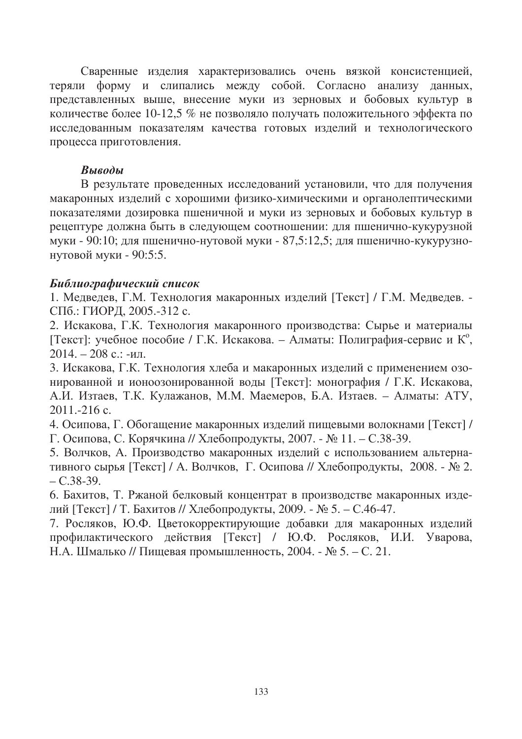Сваренные изделия характеризовались очень вязкой консистенцией, теряли форму и слипались между собой. Согласно анализу данных, представленных выше, внесение муки из зерновых и бобовых культур в количестве более 10-12,5 % не позволяло получать положительного эффекта по исследованным показателям качества готовых изделий и технологического процесса приготовления.

***Выводы***

В результате проведенных исследований установили, что для получения макаронных изделий с хорошими физико-химическими и органолептическими показателями дозировка пшеничной и муки из зерновых и бобовых культур в рецептуре должна быть в следующем соотношении: для пшенично-кукурузной муки - 90:10; для пшенично-нутовой муки - 87,5:12,5; для пшенично-кукурузно-нутовой муки - 90:5:5.

***Библиографический список***

1. Медведев, Г.М. Технология макаронных изделий [Текст] / Г.М. Медведев. - СПб.: ГИОРД, 2005.-312 с.
2. Искакова, Г.К. Технология макаронного производства: Сырье и материалы [Текст]: учебное пособие / Г.К. Искакова. – Алматы: Полиграфия-сервис и К°, 2014. – 208 с.: -ил.
3. Искакова, Г.К. Технология хлеба и макаронных изделий с применением озонированной и ионоозонированной воды [Текст]: монография / Г.К. Искакова, А.И. Изтаев, Т.К. Кулажанов, М.М. Маемеров, Б.А. Изтаев. – Алматы: АТУ, 2011.-216 с.
4. Осипова, Г. Обогащение макаронных изделий пищевыми волокнами [Текст] / Г. Осипова, С. Корячкина // Хлебопродукты, 2007. - № 11. – С.38-39.
5. Волчков, А. Производство макаронных изделий с использованием альтернативного сырья [Текст] / А. Волчков, Г. Осипова // Хлебопродукты, 2008. - № 2. – С.38-39.
6. Бахитов, Т. Ржаной белковый концентрат в производстве макаронных изделий [Текст] / Т. Бахитов // Хлебопродукты, 2009. - № 5. – С.46-47.
7. Росляков, Ю.Ф. Цветокорректирующие добавки для макаронных изделий профилактического действия [Текст] / Ю.Ф. Росляков, И.И. Уварова, Н.А. Шмалько // Пищевая промышленность, 2004. - № 5. – С. 21.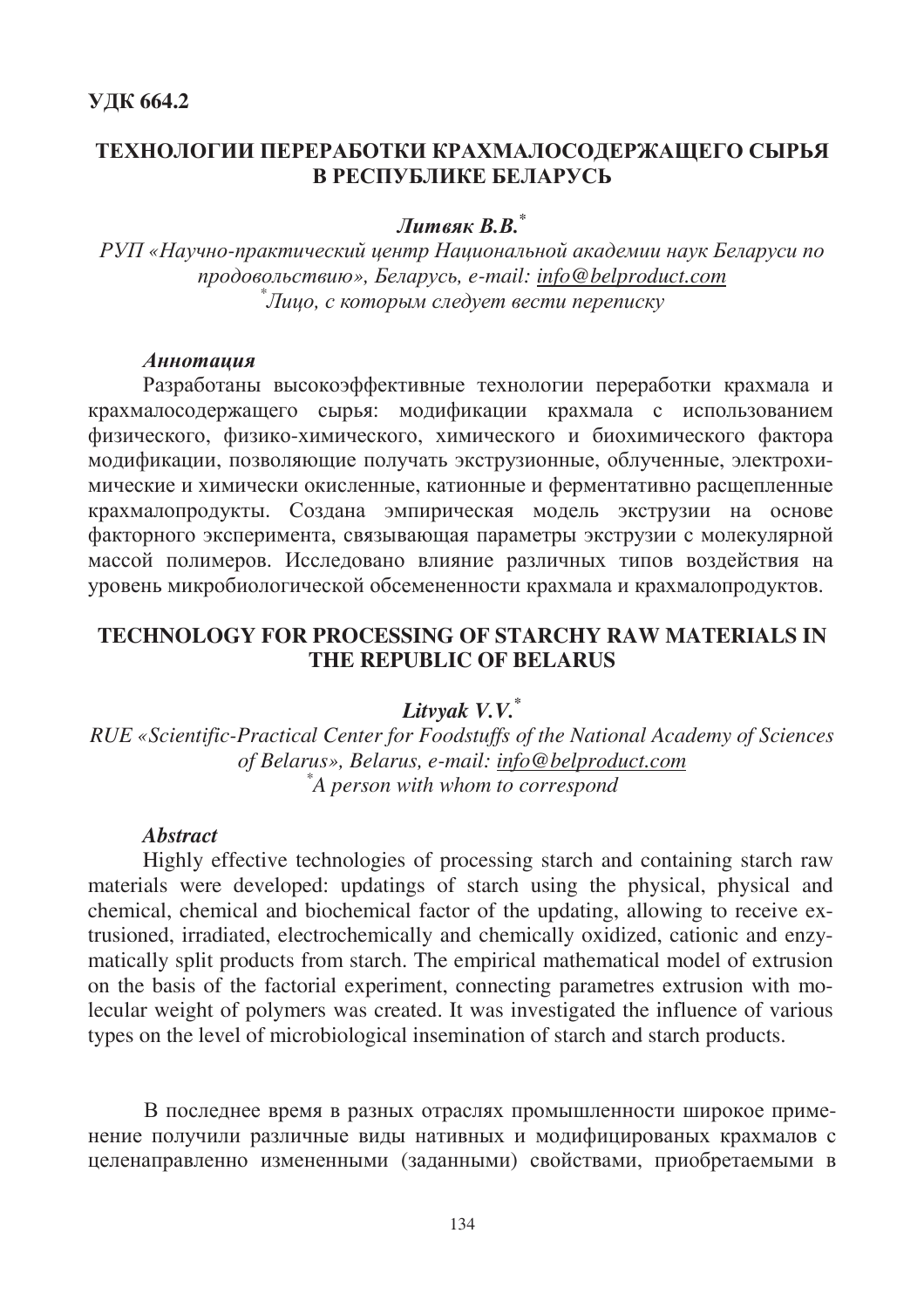**УДК 664.2**

# ТЕХНОЛОГИИ ПЕРЕРАБОТКИ КРАХМАЛОСОДЕРЖАЩЕГО СЫРЬЯ В РЕСПУБЛИКЕ БЕЛАРУСЬ

***Литвяк В.В.****

*РУП «Научно-практический центр Национальной академии наук Беларуси по продовольствию», Беларусь, e-mail: info@belproduct.com*
*\*Лицо, с которым следует вести переписку*

***Аннотация***

Разработаны высокоэффективные технологии переработки крахмала и крахмалосодержащего сырья: модификации крахмала с использованием физического, физико-химического, химического и биохимического фактора модификации, позволяющие получать экструзионные, облученные, электрохимические и химически окисленные, катионные и ферментативно расщепленные крахмалопродукты. Создана эмпирическая модель экструзии на основе факторного эксперимента, связывающая параметры экструзии с молекулярной массой полимеров. Исследовано влияние различных типов воздействия на уровень микробиологической обсемененности крахмала и крахмалопродуктов.

# TECHNOLOGY FOR PROCESSING OF STARCHY RAW MATERIALS IN THE REPUBLIC OF BELARUS

***Litvyak V.V.****

*RUE «Scientific-Practical Center for Foodstuffs of the National Academy of Sciences of Belarus», Belarus, e-mail: info@belproduct.com*
*\*A person with whom to correspond*

***Abstract***

Highly effective technologies of processing starch and containing starch raw materials were developed: updatings of starch using the physical, physical and chemical, chemical and biochemical factor of the updating, allowing to receive extrusioned, irradiated, electrochemically and chemically oxidized, cationic and enzymatically split products from starch. The empirical mathematical model of extrusion on the basis of the factorial experiment, connecting parametres extrusion with molecular weight of polymers was created. It was investigated the influence of various types on the level of microbiological insemination of starch and starch products.

В последнее время в разных отраслях промышленности широкое применение получили различные виды нативных и модифицированых крахмалов с целенаправленно измененными (заданными) свойствами, приобретаемыми в